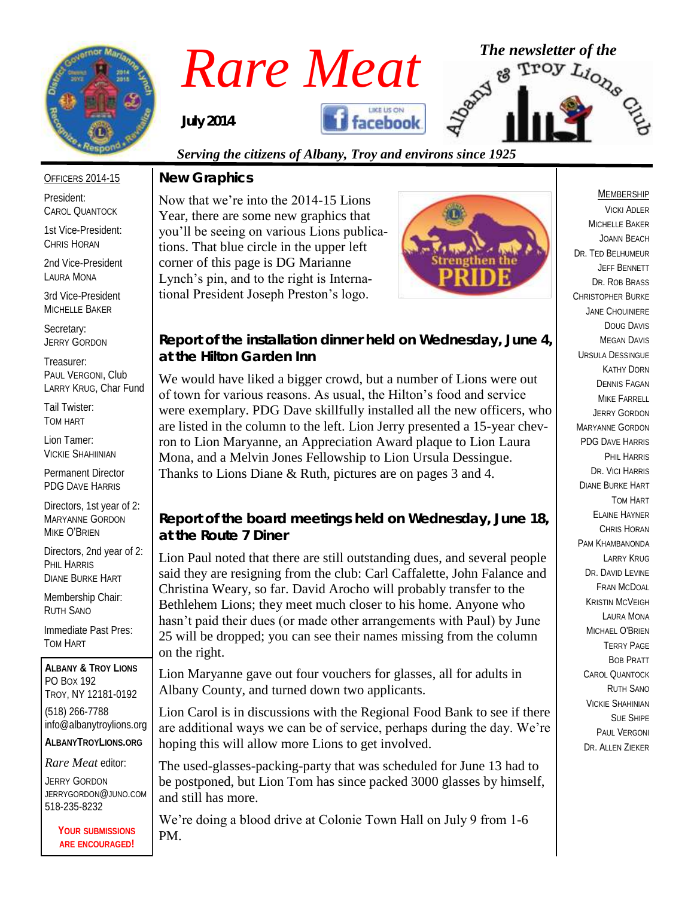# Rare Meat

**July 2014**

*The newsletter of the Albany & Troy Lions Club*

*Serving the citizens of Albany, Troy and environs since 1925*

## New Graphics

Now that we're into the 2014-15 Lions Year, there are some new graphics that you'll be seeing on various Lions publications. That blue circle in the upper left corner of this page is DG Marianne Lynch's pin, and to the right is International President Joseph Preston's logo.

## Report of the installation dinner held on Wednesday, June 4, at the Hilton Garden Inn

We would have liked a bigger crowd, but a number of Lions were out of town for various reasons. As usual, the Hilton's food and service were exemplary. PDG Dave skillfully installed all the new officers, who are listed in the column to the left. Lion Jerry presented a 15-year chevron to Lion Maryanne, an Appreciation Award plaque to Lion Laura Mona, and a Melvin Jones Fellowship to Lion Ursula Dessingue. Thanks to Lions Diane & Ruth, pictures are on pages 3 and 4.

## Report of the board meetings held on Wednesday, June 18, at the Route 7 Diner

Lion Paul noted that there are still outstanding dues, and several people said they are resigning from the club: Carl Caffalette, John Falance and Christina Weary, so far. David Arocho will probably transfer to the Bethlehem Lions; they meet much closer to his home. Anyone who hasn't paid their dues (or made other arrangements with Paul) by June 25 will be dropped; you can see their names missing from the column on the right.

Lion Maryanne gave out four vouchers for glasses, all for adults in Albany County, and turned down two applicants.

Lion Carol is in discussions with the Regional Food Bank to see if there are additional ways we can be of service, perhaps during the day. We're hoping this will allow more Lions to get involved.

The used-glasses-packing-party that was scheduled for June 13 had to be postponed, but Lion Tom has since packed 3000 glasses by himself, and still has more.

We're doing a blood drive at Colonie Town Hall on July 9 from 1-6 PM.

---

**Officers 2014-15**

President: Carol Quantock

1st Vice-President: Chris Horan

2nd Vice-President: Laura Mona

3rd Vice-President: Michelle Baker

Secretary: Jerry Gordon

Treasurer: Paul Vergoni, Club; Larry Krug, Char Fund

Tail Twister: Tom Hart

Lion Tamer: Vickie Shahiinian

Permanent Director: PDG Dave Harris

Directors, 1st year of 2: Maryanne Gordon, Mike O'Brien

Directors, 2nd year of 2: Phil Harris, Diane Burke Hart

Membership Chair: Ruth Sano

Immediate Past Pres: Tom Hart

**Albany & Troy Lions**
PO Box 192
Troy, NY 12181-0192
(518) 266-7788
info@albanytroylions.org
**AlbanyTroyLions.org**

*Rare Meat* editor:
Jerry Gordon
jerrygordon@juno.com
518-235-8232

**Your submissions are encouraged!**

---

**Membership**

Vicki Adler
Michelle Baker
Joann Beach
Dr. Ted Belhumeur
Jeff Bennett
Dr. Rob Brass
Christopher Burke
Jane Chouiniere
Doug Davis
Megan Davis
Ursula Dessingue
Kathy Dorn
Dennis Fagan
Mike Farrell
Jerry Gordon
Maryanne Gordon
PDG Dave Harris
Phil Harris
Dr. Vici Harris
Diane Burke Hart
Tom Hart
Elaine Hayner
Chris Horan
Pam Khambanonda
Larry Krug
Dr. David Levine
Fran McDoal
Kristin McVeigh
Laura Mona
Michael O'Brien
Terry Page
Bob Pratt
Carol Quantock
Ruth Sano
Vickie Shahinian
Sue Shipe
Paul Vergoni
Dr. Allen Zieker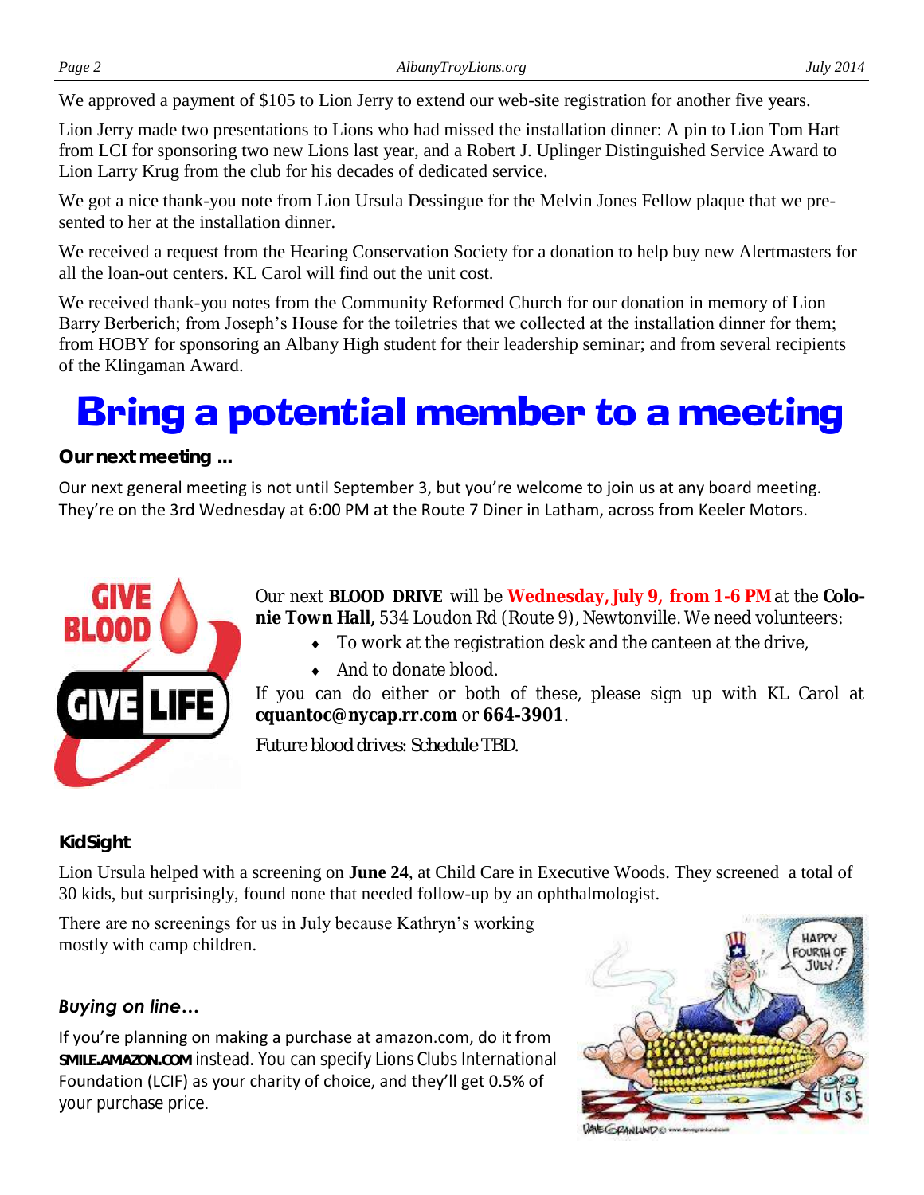We approved a payment of $105 to Lion Jerry to extend our web-site registration for another five years.

Lion Jerry made two presentations to Lions who had missed the installation dinner: A pin to Lion Tom Hart from LCI for sponsoring two new Lions last year, and a Robert J. Uplinger Distinguished Service Award to Lion Larry Krug from the club for his decades of dedicated service.

We got a nice thank-you note from Lion Ursula Dessingue for the Melvin Jones Fellow plaque that we presented to her at the installation dinner.

We received a request from the Hearing Conservation Society for a donation to help buy new Alertmasters for all the loan-out centers. KL Carol will find out the unit cost.

We received thank-you notes from the Community Reformed Church for our donation in memory of Lion Barry Berberich; from Joseph's House for the toiletries that we collected at the installation dinner for them; from HOBY for sponsoring an Albany High student for their leadership seminar; and from several recipients of the Klingaman Award.

# Bring a potential member to a meeting

### Our next meeting ...

Our next general meeting is not until September 3, but you're welcome to join us at any board meeting. They're on the 3rd Wednesday at 6:00 PM at the Route 7 Diner in Latham, across from Keeler Motors.

Our next **BLOOD DRIVE** will be **Wednesday, July 9, from 1-6 PM** at the **Colonie Town Hall,** 534 Loudon Rd (Route 9), Newtonville. We need volunteers:

- To work at the registration desk and the canteen at the drive,
- And to donate blood.

If you can do either or both of these, please sign up with KL Carol at **cquantoc@nycap.rr.com** or **664-3901**.

Future blood drives: Schedule TBD.

### KidSight

Lion Ursula helped with a screening on **June 24**, at Child Care in Executive Woods. They screened a total of 30 kids, but surprisingly, found none that needed follow-up by an ophthalmologist.

There are no screenings for us in July because Kathryn's working mostly with camp children.

### *Buying on line…*

If you're planning on making a purchase at amazon.com, do it from **SMILE.AMAZON.COM** instead. You can specify Lions Clubs International Foundation (LCIF) as your charity of choice, and they'll get 0.5% of your purchase price.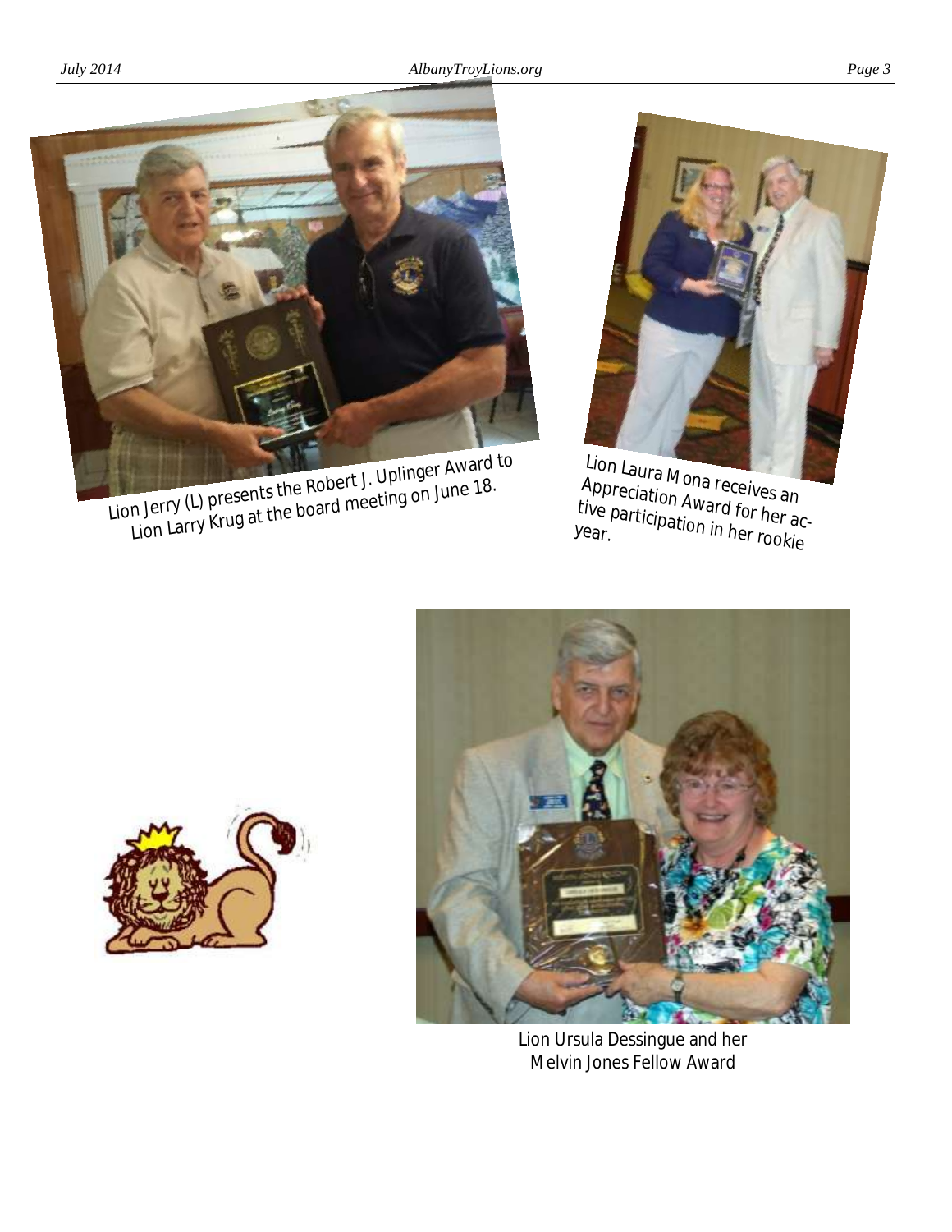Lion Jerry (L) presents the Robert J. Uplinger Award to Lion Larry Krug at the board meeting on June 18.

Lion Laura Mona receives an Appreciation Award for her active participation in her rookie year.

Lion Ursula Dessingue and her Melvin Jones Fellow Award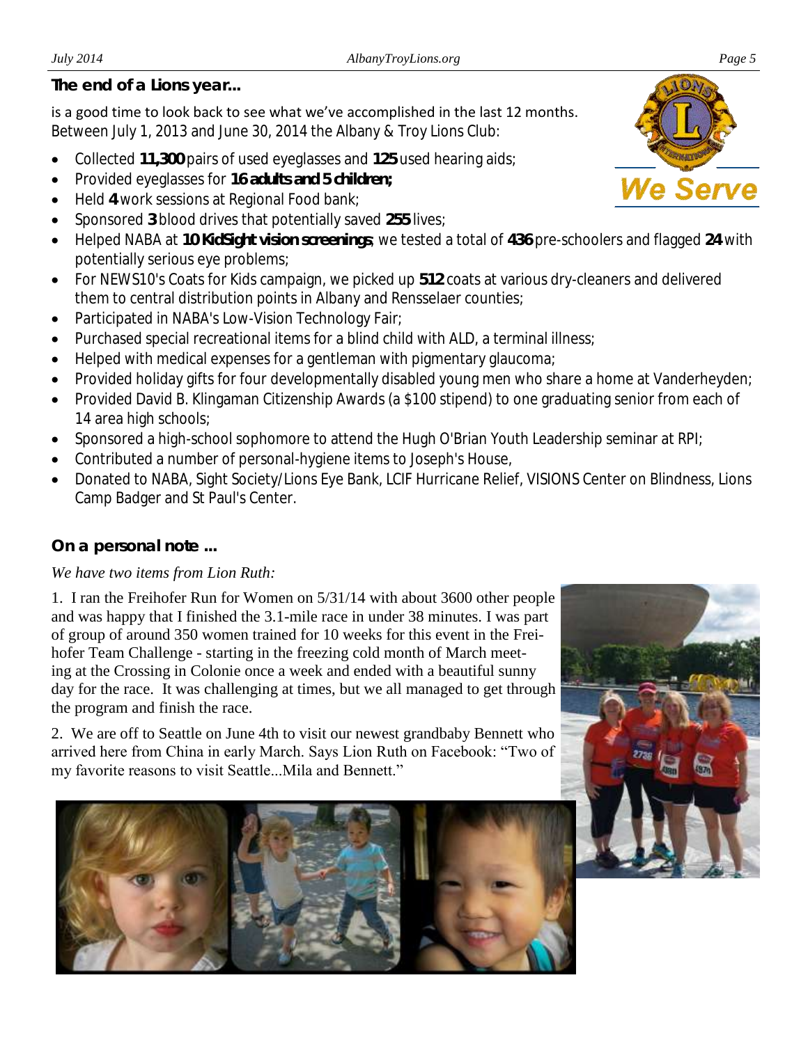**The end of a Lions year...**

is a good time to look back to see what we've accomplished in the last 12 months. Between July 1, 2013 and June 30, 2014 the Albany & Troy Lions Club:

- Collected **11,300** pairs of used eyeglasses and **125** used hearing aids;
- Provided eyeglasses for **16 adults and 5 children;**
- Held **4** work sessions at Regional Food bank;
- Sponsored **3** blood drives that potentially saved **255** lives;
- Helped NABA at **10 KidSight vision screenings**; we tested a total of **436** pre-schoolers and flagged **24** with potentially serious eye problems;
- For NEWS10's Coats for Kids campaign, we picked up **512** coats at various dry-cleaners and delivered them to central distribution points in Albany and Rensselaer counties;
- Participated in NABA's Low-Vision Technology Fair;
- Purchased special recreational items for a blind child with ALD, a terminal illness;
- Helped with medical expenses for a gentleman with pigmentary glaucoma;
- Provided holiday gifts for four developmentally disabled young men who share a home at Vanderheyden;
- Provided David B. Klingaman Citizenship Awards (a $100 stipend) to one graduating senior from each of 14 area high schools;
- Sponsored a high-school sophomore to attend the Hugh O'Brian Youth Leadership seminar at RPI;
- Contributed a number of personal-hygiene items to Joseph's House,
- Donated to NABA, Sight Society/Lions Eye Bank, LCIF Hurricane Relief, VISIONS Center on Blindness, Lions Camp Badger and St Paul's Center.

**On a personal note ...**

*We have two items from Lion Ruth:*

1. I ran the Freihofer Run for Women on 5/31/14 with about 3600 other people and was happy that I finished the 3.1-mile race in under 38 minutes. I was part of group of around 350 women trained for 10 weeks for this event in the Freihofer Team Challenge - starting in the freezing cold month of March meeting at the Crossing in Colonie once a week and ended with a beautiful sunny day for the race. It was challenging at times, but we all managed to get through the program and finish the race.

2. We are off to Seattle on June 4th to visit our newest grandbaby Bennett who arrived here from China in early March. Says Lion Ruth on Facebook: "Two of my favorite reasons to visit Seattle...Mila and Bennett."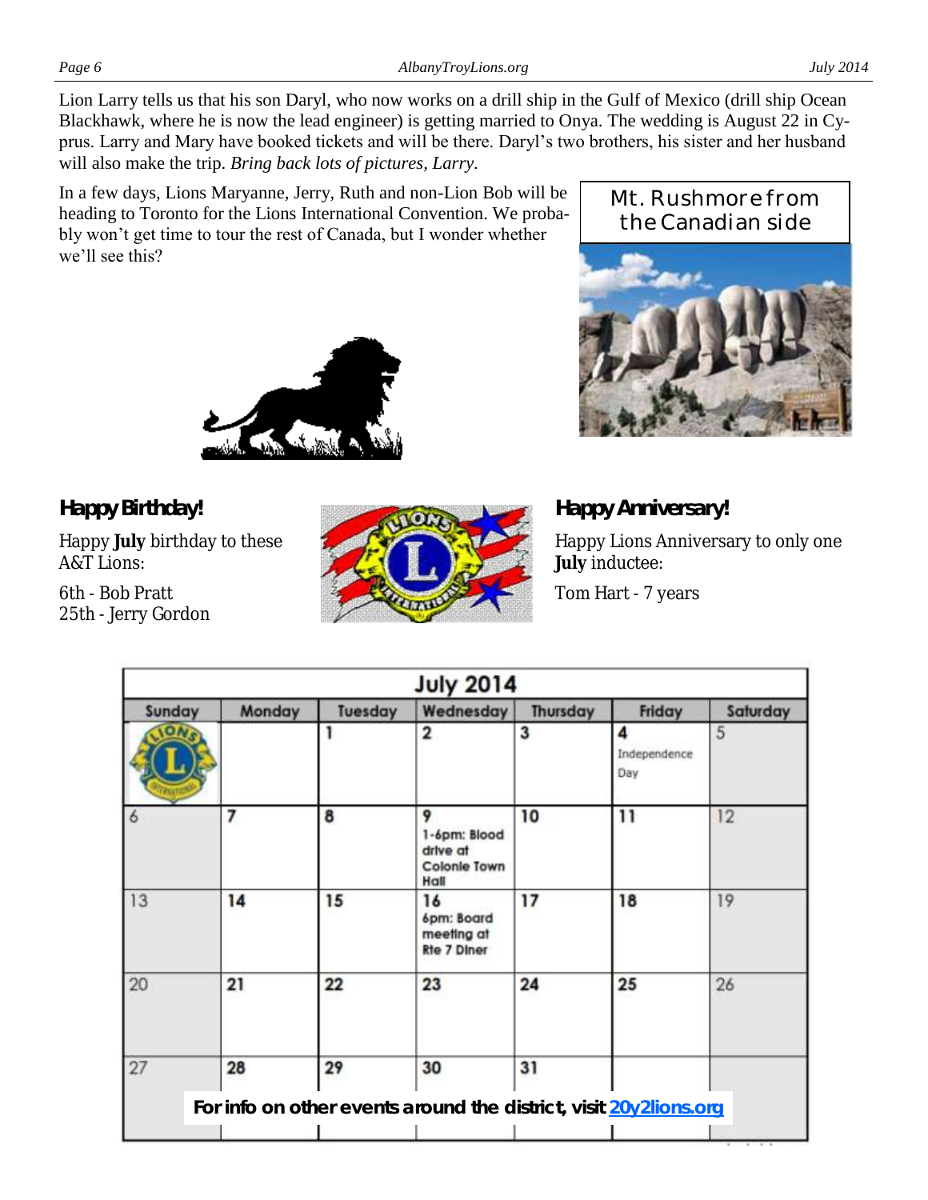Lion Larry tells us that his son Daryl, who now works on a drill ship in the Gulf of Mexico (drill ship Ocean Blackhawk, where he is now the lead engineer) is getting married to Onya. The wedding is August 22 in Cyprus. Larry and Mary have booked tickets and will be there. Daryl's two brothers, his sister and her husband will also make the trip. *Bring back lots of pictures, Larry.*

In a few days, Lions Maryanne, Jerry, Ruth and non-Lion Bob will be heading to Toronto for the Lions International Convention. We probably won't get time to tour the rest of Canada, but I wonder whether we'll see this?

Mt. Rushmore from the Canadian side

## Happy Birthday!

Happy **July** birthday to these A&T Lions:

6th - Bob Pratt
25th - Jerry Gordon

## Happy Anniversary!

Happy Lions Anniversary to only one **July** inductee:

Tom Hart - 7 years

**July 2014**

| Sunday | Monday | Tuesday | Wednesday | Thursday | Friday | Saturday |
|---|---|---|---|---|---|---|
| | | 1 | 2 | 3 | 4 Independence Day | 5 |
| 6 | 7 | 8 | 9 1-6pm: Blood drive at Colonie Town Hall | 10 | 11 | 12 |
| 13 | 14 | 15 | 16 6pm: Board meeting at Rte 7 Diner | 17 | 18 | 19 |
| 20 | 21 | 22 | 23 | 24 | 25 | 26 |
| 27 | 28 | 29 | 30 | 31 | | |

**For info on other events around the district, visit 20y2lions.org**